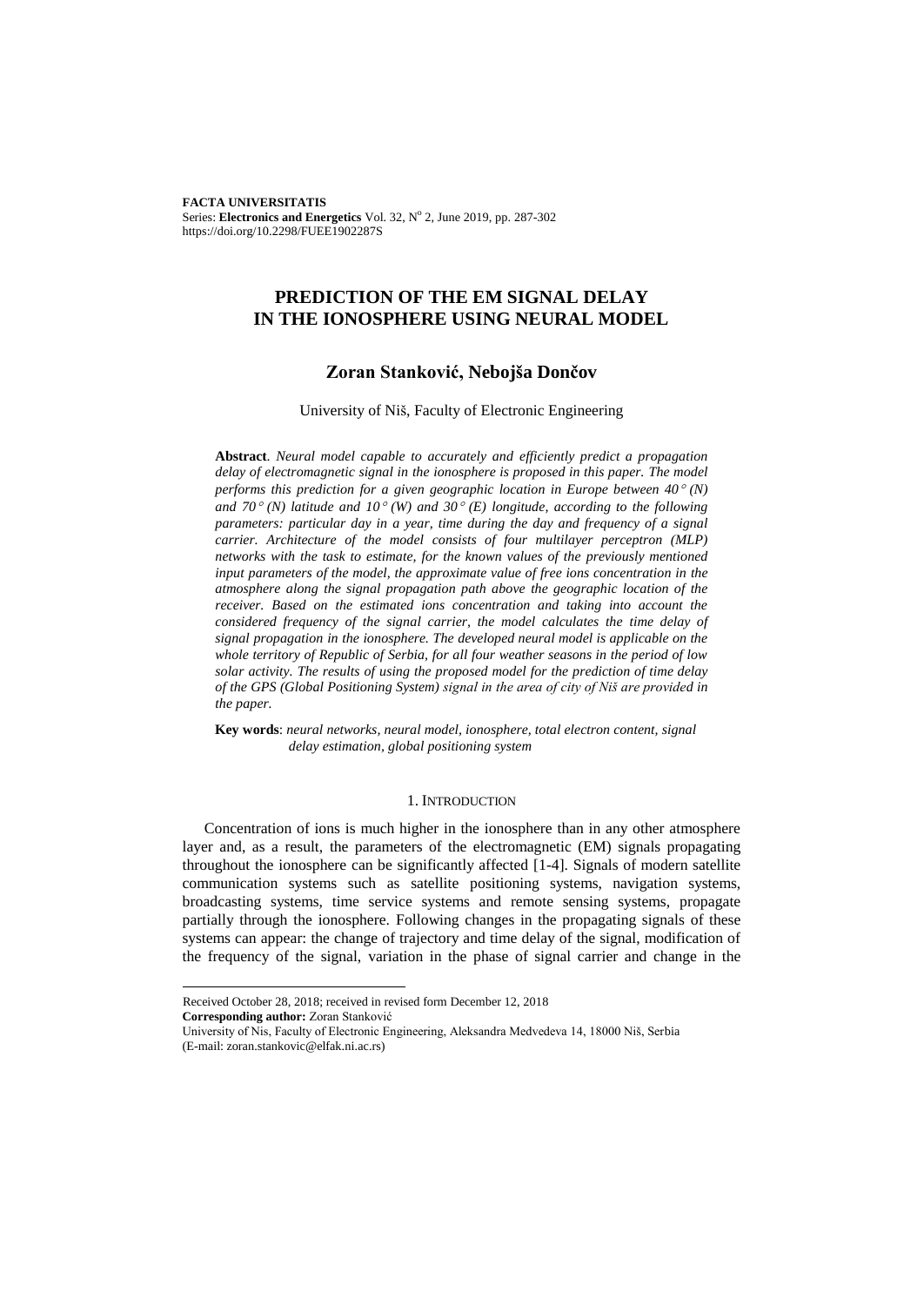**FACTA UNIVERSITATIS**
Series: **Electronics and Energetics** Vol. 32, N$^o$ 2, June 2019, pp. 287-302
https://doi.org/10.2298/FUEE1902287S

# PREDICTION OF THE EM SIGNAL DELAY IN THE IONOSPHERE USING NEURAL MODEL

## Zoran Stanković, Nebojša Dončov

University of Niš, Faculty of Electronic Engineering

**Abstract**. *Neural model capable to accurately and efficiently predict a propagation delay of electromagnetic signal in the ionosphere is proposed in this paper. The model performs this prediction for a given geographic location in Europe between 40° (N) and 70° (N) latitude and 10° (W) and 30° (E) longitude, according to the following parameters: particular day in a year, time during the day and frequency of a signal carrier. Architecture of the model consists of four multilayer perceptron (MLP) networks with the task to estimate, for the known values of the previously mentioned input parameters of the model, the approximate value of free ions concentration in the atmosphere along the signal propagation path above the geographic location of the receiver. Based on the estimated ions concentration and taking into account the considered frequency of the signal carrier, the model calculates the time delay of signal propagation in the ionosphere. The developed neural model is applicable on the whole territory of Republic of Serbia, for all four weather seasons in the period of low solar activity. The results of using the proposed model for the prediction of time delay of the GPS (Global Positioning System) signal in the area of city of Niš are provided in the paper.*

**Key words**: *neural networks, neural model, ionosphere, total electron content, signal delay estimation, global positioning system*

### 1. INTRODUCTION

Concentration of ions is much higher in the ionosphere than in any other atmosphere layer and, as a result, the parameters of the electromagnetic (EM) signals propagating throughout the ionosphere can be significantly affected [1-4]. Signals of modern satellite communication systems such as satellite positioning systems, navigation systems, broadcasting systems, time service systems and remote sensing systems, propagate partially through the ionosphere. Following changes in the propagating signals of these systems can appear: the change of trajectory and time delay of the signal, modification of the frequency of the signal, variation in the phase of signal carrier and change in the

---

Received October 28, 2018; received in revised form December 12, 2018

**Corresponding author:** Zoran Stanković

University of Nis, Faculty of Electronic Engineering, Aleksandra Medvedeva 14, 18000 Niš, Serbia
(E-mail: zoran.stankovic@elfak.ni.ac.rs)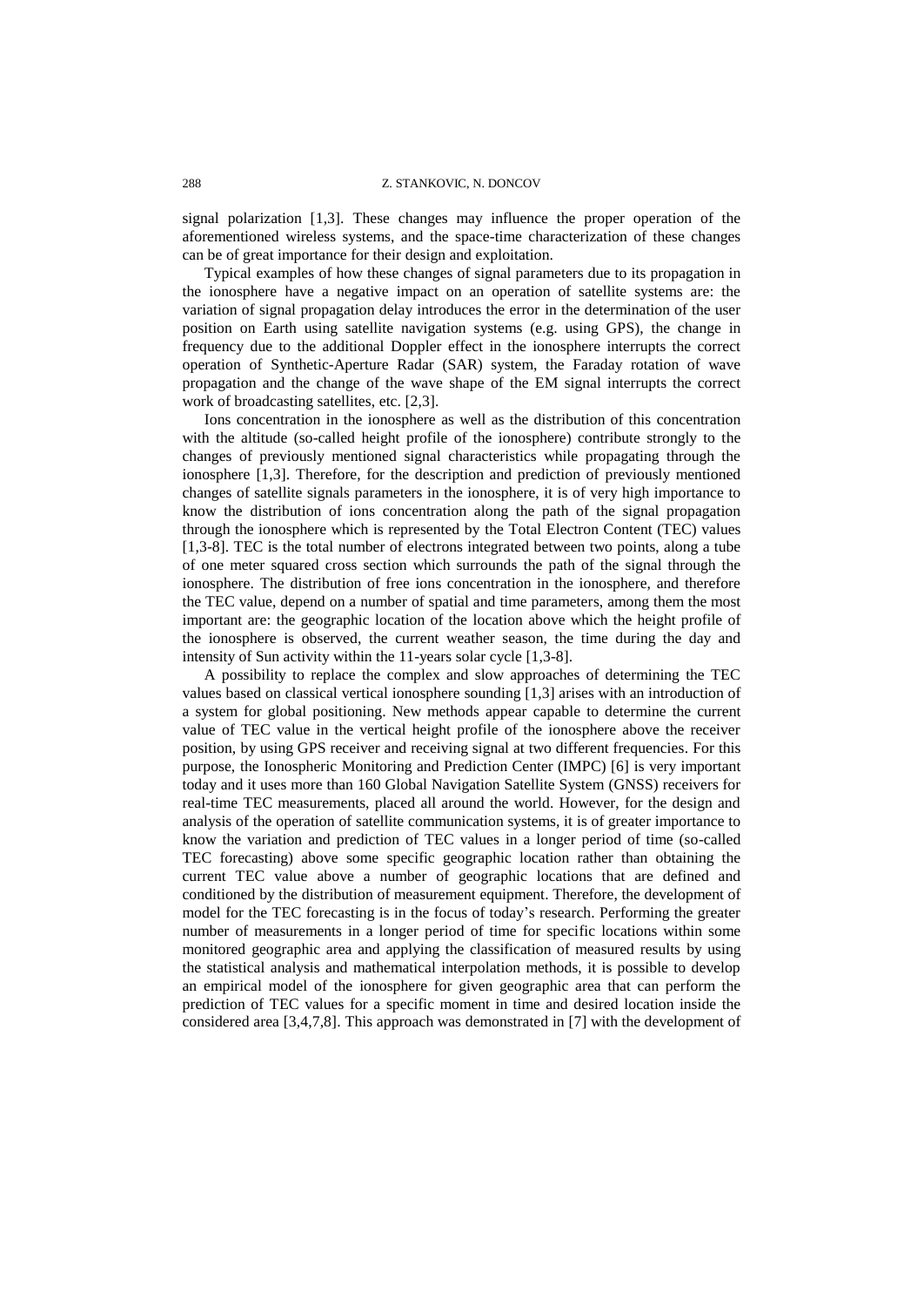signal polarization [1,3]. These changes may influence the proper operation of the aforementioned wireless systems, and the space-time characterization of these changes can be of great importance for their design and exploitation.

Typical examples of how these changes of signal parameters due to its propagation in the ionosphere have a negative impact on an operation of satellite systems are: the variation of signal propagation delay introduces the error in the determination of the user position on Earth using satellite navigation systems (e.g. using GPS), the change in frequency due to the additional Doppler effect in the ionosphere interrupts the correct operation of Synthetic-Aperture Radar (SAR) system, the Faraday rotation of wave propagation and the change of the wave shape of the EM signal interrupts the correct work of broadcasting satellites, etc. [2,3].

Ions concentration in the ionosphere as well as the distribution of this concentration with the altitude (so-called height profile of the ionosphere) contribute strongly to the changes of previously mentioned signal characteristics while propagating through the ionosphere [1,3]. Therefore, for the description and prediction of previously mentioned changes of satellite signals parameters in the ionosphere, it is of very high importance to know the distribution of ions concentration along the path of the signal propagation through the ionosphere which is represented by the Total Electron Content (TEC) values [1,3-8]. TEC is the total number of electrons integrated between two points, along a tube of one meter squared cross section which surrounds the path of the signal through the ionosphere. The distribution of free ions concentration in the ionosphere, and therefore the TEC value, depend on a number of spatial and time parameters, among them the most important are: the geographic location of the location above which the height profile of the ionosphere is observed, the current weather season, the time during the day and intensity of Sun activity within the 11-years solar cycle [1,3-8].

A possibility to replace the complex and slow approaches of determining the TEC values based on classical vertical ionosphere sounding [1,3] arises with an introduction of a system for global positioning. New methods appear capable to determine the current value of TEC value in the vertical height profile of the ionosphere above the receiver position, by using GPS receiver and receiving signal at two different frequencies. For this purpose, the Ionospheric Monitoring and Prediction Center (IMPC) [6] is very important today and it uses more than 160 Global Navigation Satellite System (GNSS) receivers for real-time TEC measurements, placed all around the world. However, for the design and analysis of the operation of satellite communication systems, it is of greater importance to know the variation and prediction of TEC values in a longer period of time (so-called TEC forecasting) above some specific geographic location rather than obtaining the current TEC value above a number of geographic locations that are defined and conditioned by the distribution of measurement equipment. Therefore, the development of model for the TEC forecasting is in the focus of today's research. Performing the greater number of measurements in a longer period of time for specific locations within some monitored geographic area and applying the classification of measured results by using the statistical analysis and mathematical interpolation methods, it is possible to develop an empirical model of the ionosphere for given geographic area that can perform the prediction of TEC values for a specific moment in time and desired location inside the considered area [3,4,7,8]. This approach was demonstrated in [7] with the development of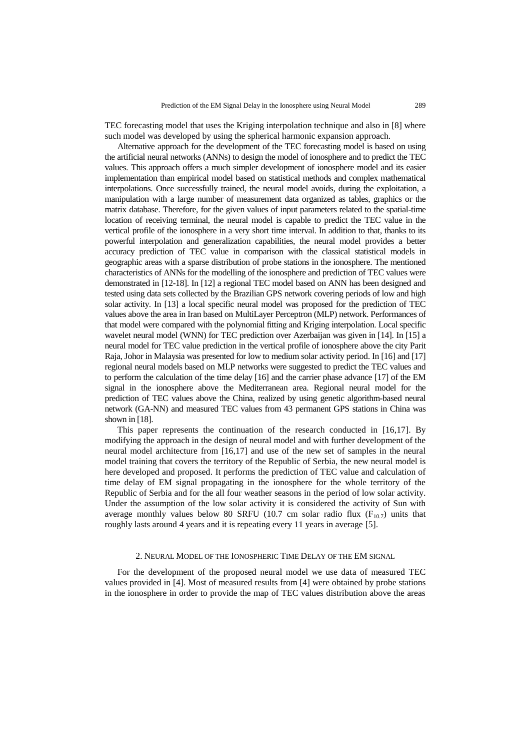TEC forecasting model that uses the Kriging interpolation technique and also in [8] where such model was developed by using the spherical harmonic expansion approach.

Alternative approach for the development of the TEC forecasting model is based on using the artificial neural networks (ANNs) to design the model of ionosphere and to predict the TEC values. This approach offers a much simpler development of ionosphere model and its easier implementation than empirical model based on statistical methods and complex mathematical interpolations. Once successfully trained, the neural model avoids, during the exploitation, a manipulation with a large number of measurement data organized as tables, graphics or the matrix database. Therefore, for the given values of input parameters related to the spatial-time location of receiving terminal, the neural model is capable to predict the TEC value in the vertical profile of the ionosphere in a very short time interval. In addition to that, thanks to its powerful interpolation and generalization capabilities, the neural model provides a better accuracy prediction of TEC value in comparison with the classical statistical models in geographic areas with a sparse distribution of probe stations in the ionosphere. The mentioned characteristics of ANNs for the modelling of the ionosphere and prediction of TEC values were demonstrated in [12-18]. In [12] a regional TEC model based on ANN has been designed and tested using data sets collected by the Brazilian GPS network covering periods of low and high solar activity. In [13] a local specific neural model was proposed for the prediction of TEC values above the area in Iran based on MultiLayer Perceptron (MLP) network. Performances of that model were compared with the polynomial fitting and Kriging interpolation. Local specific wavelet neural model (WNN) for TEC prediction over Azerbaijan was given in [14]. In [15] a neural model for TEC value prediction in the vertical profile of ionosphere above the city Parit Raja, Johor in Malaysia was presented for low to medium solar activity period. In [16] and [17] regional neural models based on MLP networks were suggested to predict the TEC values and to perform the calculation of the time delay [16] and the carrier phase advance [17] of the EM signal in the ionosphere above the Mediterranean area. Regional neural model for the prediction of TEC values above the China, realized by using genetic algorithm-based neural network (GA-NN) and measured TEC values from 43 permanent GPS stations in China was shown in [18].

This paper represents the continuation of the research conducted in [16,17]. By modifying the approach in the design of neural model and with further development of the neural model architecture from [16,17] and use of the new set of samples in the neural model training that covers the territory of the Republic of Serbia, the new neural model is here developed and proposed. It performs the prediction of TEC value and calculation of time delay of EM signal propagating in the ionosphere for the whole territory of the Republic of Serbia and for the all four weather seasons in the period of low solar activity. Under the assumption of the low solar activity it is considered the activity of Sun with average monthly values below 80 SRFU (10.7 cm solar radio flux ($F_{10.7}$) units that roughly lasts around 4 years and it is repeating every 11 years in average [5].

## 2. Neural Model of the Ionospheric Time Delay of the EM signal

For the development of the proposed neural model we use data of measured TEC values provided in [4]. Most of measured results from [4] were obtained by probe stations in the ionosphere in order to provide the map of TEC values distribution above the areas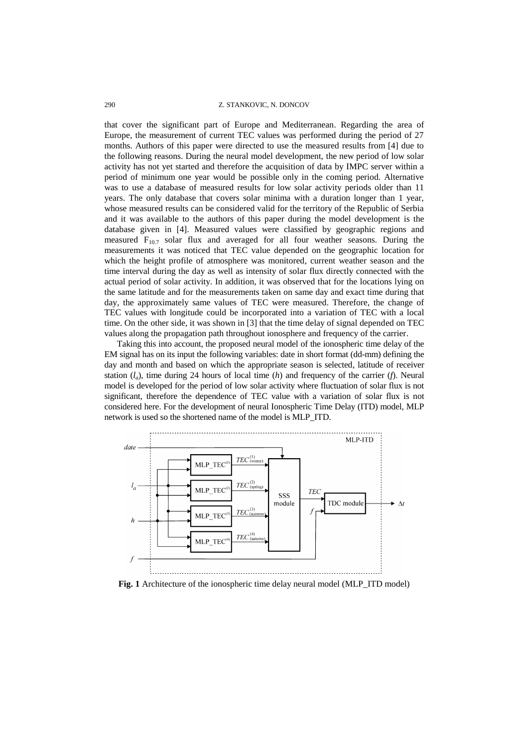that cover the significant part of Europe and Mediterranean. Regarding the area of Europe, the measurement of current TEC values was performed during the period of 27 months. Authors of this paper were directed to use the measured results from [4] due to the following reasons. During the neural model development, the new period of low solar activity has not yet started and therefore the acquisition of data by IMPC server within a period of minimum one year would be possible only in the coming period. Alternative was to use a database of measured results for low solar activity periods older than 11 years. The only database that covers solar minima with a duration longer than 1 year, whose measured results can be considered valid for the territory of the Republic of Serbia and it was available to the authors of this paper during the model development is the database given in [4]. Measured values were classified by geographic regions and measured $F_{10.7}$ solar flux and averaged for all four weather seasons. During the measurements it was noticed that TEC value depended on the geographic location for which the height profile of atmosphere was monitored, current weather season and the time interval during the day as well as intensity of solar flux directly connected with the actual period of solar activity. In addition, it was observed that for the locations lying on the same latitude and for the measurements taken on same day and exact time during that day, the approximately same values of TEC were measured. Therefore, the change of TEC values with longitude could be incorporated into a variation of TEC with a local time. On the other side, it was shown in [3] that the time delay of signal depended on TEC values along the propagation path throughout ionosphere and frequency of the carrier.

Taking this into account, the proposed neural model of the ionospheric time delay of the EM signal has on its input the following variables: date in short format (dd-mm) defining the day and month and based on which the appropriate season is selected, latitude of receiver station ($l_a$), time during 24 hours of local time ($h$) and frequency of the carrier ($f$). Neural model is developed for the period of low solar activity where fluctuation of solar flux is not significant, therefore the dependence of TEC value with a variation of solar flux is not considered here. For the development of neural Ionospheric Time Delay (ITD) model, MLP network is used so the shortened name of the model is MLP_ITD.

**Fig. 1** Architecture of the ionospheric time delay neural model (MLP_ITD model)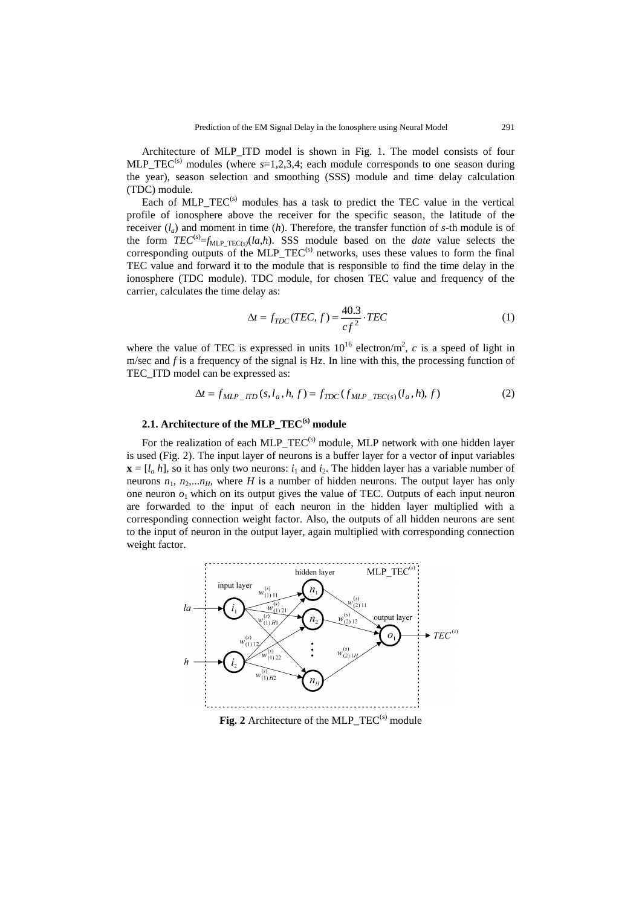Architecture of MLP_ITD model is shown in Fig. 1. The model consists of four MLP_TEC$^{(s)}$ modules (where $s$=1,2,3,4; each module corresponds to one season during the year), season selection and smoothing (SSS) module and time delay calculation (TDC) module.

Each of MLP_TEC$^{(s)}$ modules has a task to predict the TEC value in the vertical profile of ionosphere above the receiver for the specific season, the latitude of the receiver ($l_a$) and moment in time ($h$). Therefore, the transfer function of $s$-th module is of the form $TEC^{(s)}=f_{\text{MLP\_TEC}(s)}(la,h)$. SSS module based on the *date* value selects the corresponding outputs of the MLP_TEC$^{(s)}$ networks, uses these values to form the final TEC value and forward it to the module that is responsible to find the time delay in the ionosphere (TDC module). TDC module, for chosen TEC value and frequency of the carrier, calculates the time delay as:

$$\Delta t = f_{TDC}(TEC, f) = \frac{40.3}{cf^2} \cdot TEC \tag{1}$$

where the value of TEC is expressed in units $10^{16}$ electron/m$^2$, $c$ is a speed of light in m/sec and $f$ is a frequency of the signal is Hz. In line with this, the processing function of TEC_ITD model can be expressed as:

$$\Delta t = f_{MLP\_ITD}(s, l_a, h, f) = f_{TDC}(f_{MLP\_TEC(s)}(l_a, h), f) \tag{2}$$

### 2.1. Architecture of the MLP_TEC$^{(s)}$ module

For the realization of each MLP_TEC$^{(s)}$ module, MLP network with one hidden layer is used (Fig. 2). The input layer of neurons is a buffer layer for a vector of input variables $\mathbf{x} = [l_a\ h]$, so it has only two neurons: $i_1$ and $i_2$. The hidden layer has a variable number of neurons $n_1$, $n_2$,...$n_H$, where $H$ is a number of hidden neurons. The output layer has only one neuron $o_1$ which on its output gives the value of TEC. Outputs of each input neuron are forwarded to the input of each neuron in the hidden layer multiplied with a corresponding connection weight factor. Also, the outputs of all hidden neurons are sent to the input of neuron in the output layer, again multiplied with corresponding connection weight factor.

**Fig. 2** Architecture of the MLP_TEC$^{(s)}$ module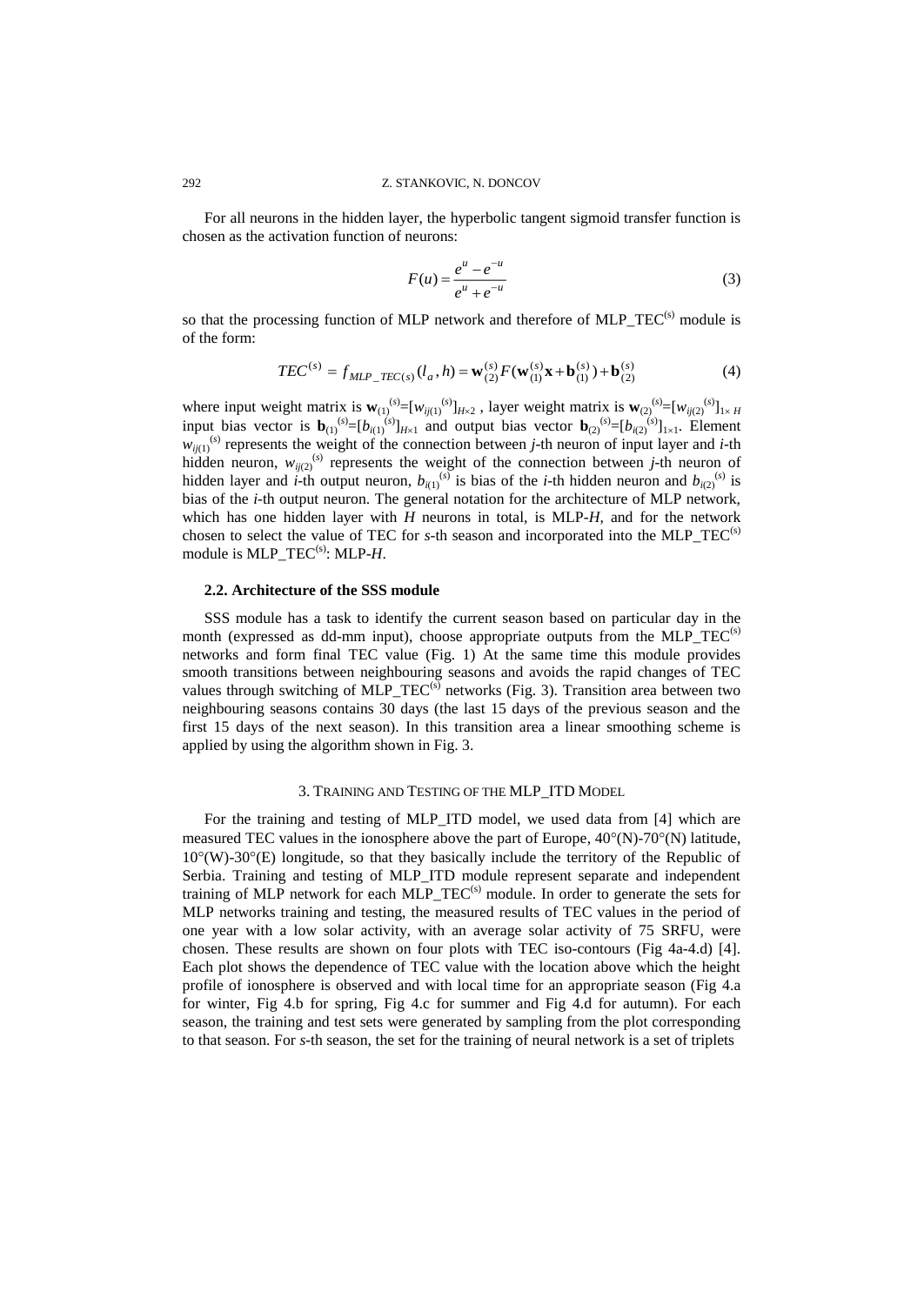For all neurons in the hidden layer, the hyperbolic tangent sigmoid transfer function is chosen as the activation function of neurons:

$$F(u) = \frac{e^{u} - e^{-u}}{e^{u} + e^{-u}} \tag{3}$$

so that the processing function of MLP network and therefore of MLP_TEC$^{(s)}$ module is of the form:

$$TEC^{(s)} = f_{MLP\_TEC(s)}(l_a, h) = \mathbf{w}_{(2)}^{(s)} F(\mathbf{w}_{(1)}^{(s)}\mathbf{x} + \mathbf{b}_{(1)}^{(s)}) + \mathbf{b}_{(2)}^{(s)} \tag{4}$$

where input weight matrix is $\mathbf{w}_{(1)}^{(s)}=[w_{ij(1)}^{(s)}]_{H\times 2}$ , layer weight matrix is $\mathbf{w}_{(2)}^{(s)}=[w_{ij(2)}^{(s)}]_{1\times H}$ input bias vector is $\mathbf{b}_{(1)}^{(s)}=[b_{i(1)}^{(s)}]_{H\times 1}$ and output bias vector $\mathbf{b}_{(2)}^{(s)}=[b_{i(2)}^{(s)}]_{1\times 1}$. Element $w_{ij(1)}^{(s)}$ represents the weight of the connection between *j*-th neuron of input layer and *i*-th hidden neuron, $w_{ij(2)}^{(s)}$ represents the weight of the connection between *j*-th neuron of hidden layer and *i*-th output neuron, $b_{i(1)}^{(s)}$ is bias of the *i*-th hidden neuron and $b_{i(2)}^{(s)}$ is bias of the *i*-th output neuron. The general notation for the architecture of MLP network, which has one hidden layer with *H* neurons in total, is MLP-*H*, and for the network chosen to select the value of TEC for *s*-th season and incorporated into the MLP_TEC$^{(s)}$ module is MLP_TEC$^{(s)}$: MLP-*H*.

### 2.2. Architecture of the SSS module

SSS module has a task to identify the current season based on particular day in the month (expressed as dd-mm input), choose appropriate outputs from the MLP_TEC$^{(s)}$ networks and form final TEC value (Fig. 1) At the same time this module provides smooth transitions between neighbouring seasons and avoids the rapid changes of TEC values through switching of MLP_TEC$^{(s)}$ networks (Fig. 3). Transition area between two neighbouring seasons contains 30 days (the last 15 days of the previous season and the first 15 days of the next season). In this transition area a linear smoothing scheme is applied by using the algorithm shown in Fig. 3.

## 3. Training and Testing of the MLP_ITD Model

For the training and testing of MLP_ITD model, we used data from [4] which are measured TEC values in the ionosphere above the part of Europe, 40°(N)-70°(N) latitude, 10°(W)-30°(E) longitude, so that they basically include the territory of the Republic of Serbia. Training and testing of MLP_ITD module represent separate and independent training of MLP network for each MLP_TEC$^{(s)}$ module. In order to generate the sets for MLP networks training and testing, the measured results of TEC values in the period of one year with a low solar activity, with an average solar activity of 75 SRFU, were chosen. These results are shown on four plots with TEC iso-contours (Fig 4a-4.d) [4]. Each plot shows the dependence of TEC value with the location above which the height profile of ionosphere is observed and with local time for an appropriate season (Fig 4.a for winter, Fig 4.b for spring, Fig 4.c for summer and Fig 4.d for autumn). For each season, the training and test sets were generated by sampling from the plot corresponding to that season. For *s*-th season, the set for the training of neural network is a set of triplets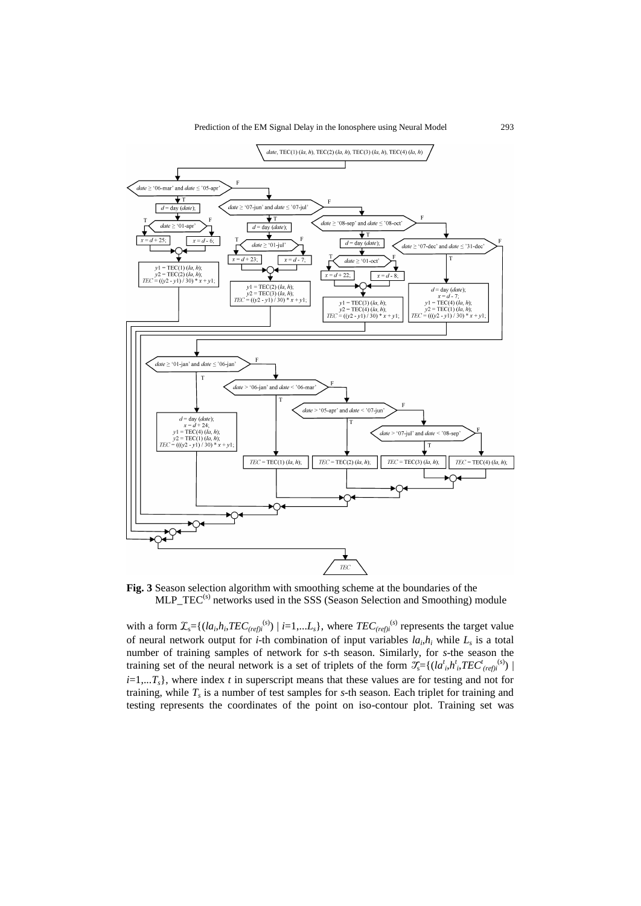**Fig. 3** Season selection algorithm with smoothing scheme at the boundaries of the MLP_TEC$^{(s)}$ networks used in the SSS (Season Selection and Smoothing) module

with a form $\mathcal{L}_s=\{(la_i,h_i,TEC_{(ref)i}^{(s)}) \mid i=1,...L_s\}$, where $TEC_{(ref)i}^{(s)}$ represents the target value of neural network output for $i$-th combination of input variables $la_i,h_i$ while $L_s$ is a total number of training samples of network for $s$-th season. Similarly, for $s$-the season the training set of the neural network is a set of triplets of the form $\mathcal{T}_s=\{(la^t_i,h^t_i,TEC^t_{(ref)i}{}^{(s)}) \mid i=1,...T_s\}$, where index $t$ in superscript means that these values are for testing and not for training, while $T_s$ is a number of test samples for $s$-th season. Each triplet for training and testing represents the coordinates of the point on iso-contour plot. Training set was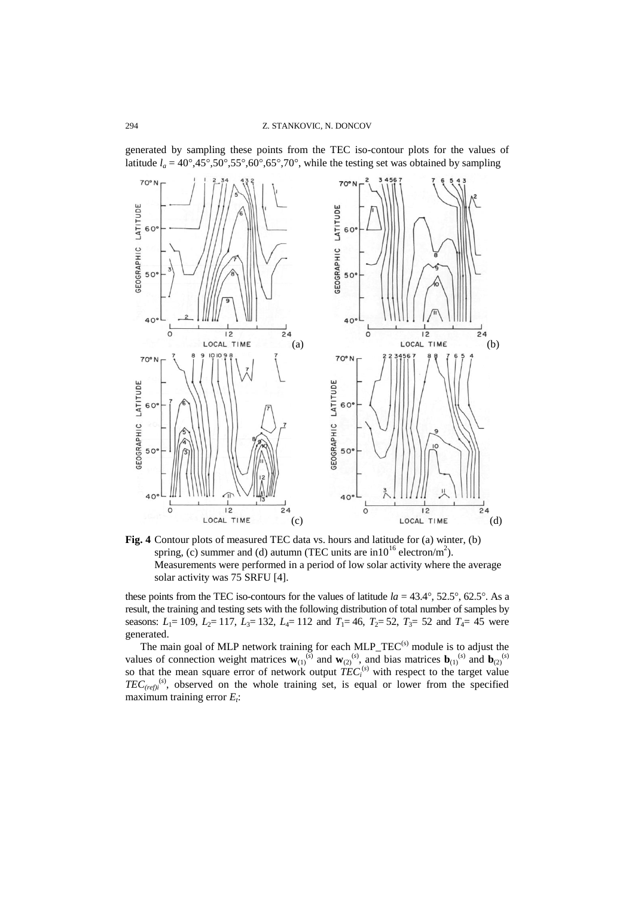generated by sampling these points from the TEC iso-contour plots for the values of latitude $l_a$ = 40°,45°,50°,55°,60°,65°,70°, while the testing set was obtained by sampling

**Fig. 4** Contour plots of measured TEC data vs. hours and latitude for (a) winter, (b) spring, (c) summer and (d) autumn (TEC units are in$10^{16}$ electron/m$^2$). Measurements were performed in a period of low solar activity where the average solar activity was 75 SRFU [4].

these points from the TEC iso-contours for the values of latitude $la$ = 43.4°, 52.5°, 62.5°. As a result, the training and testing sets with the following distribution of total number of samples by seasons: $L_1$= 109, $L_2$= 117, $L_3$= 132, $L_4$= 112 and $T_1$= 46, $T_2$= 52, $T_3$= 52 and $T_4$= 45 were generated.

The main goal of MLP network training for each MLP_TEC$^{(s)}$ module is to adjust the values of connection weight matrices $\mathbf{w}_{(1)}^{(s)}$ and $\mathbf{w}_{(2)}^{(s)}$, and bias matrices $\mathbf{b}_{(1)}^{(s)}$ and $\mathbf{b}_{(2)}^{(s)}$ so that the mean square error of network output $TEC_i^{(s)}$ with respect to the target value $TEC_{(ref)i}^{(s)}$, observed on the whole training set, is equal or lower from the specified maximum training error $E_t$: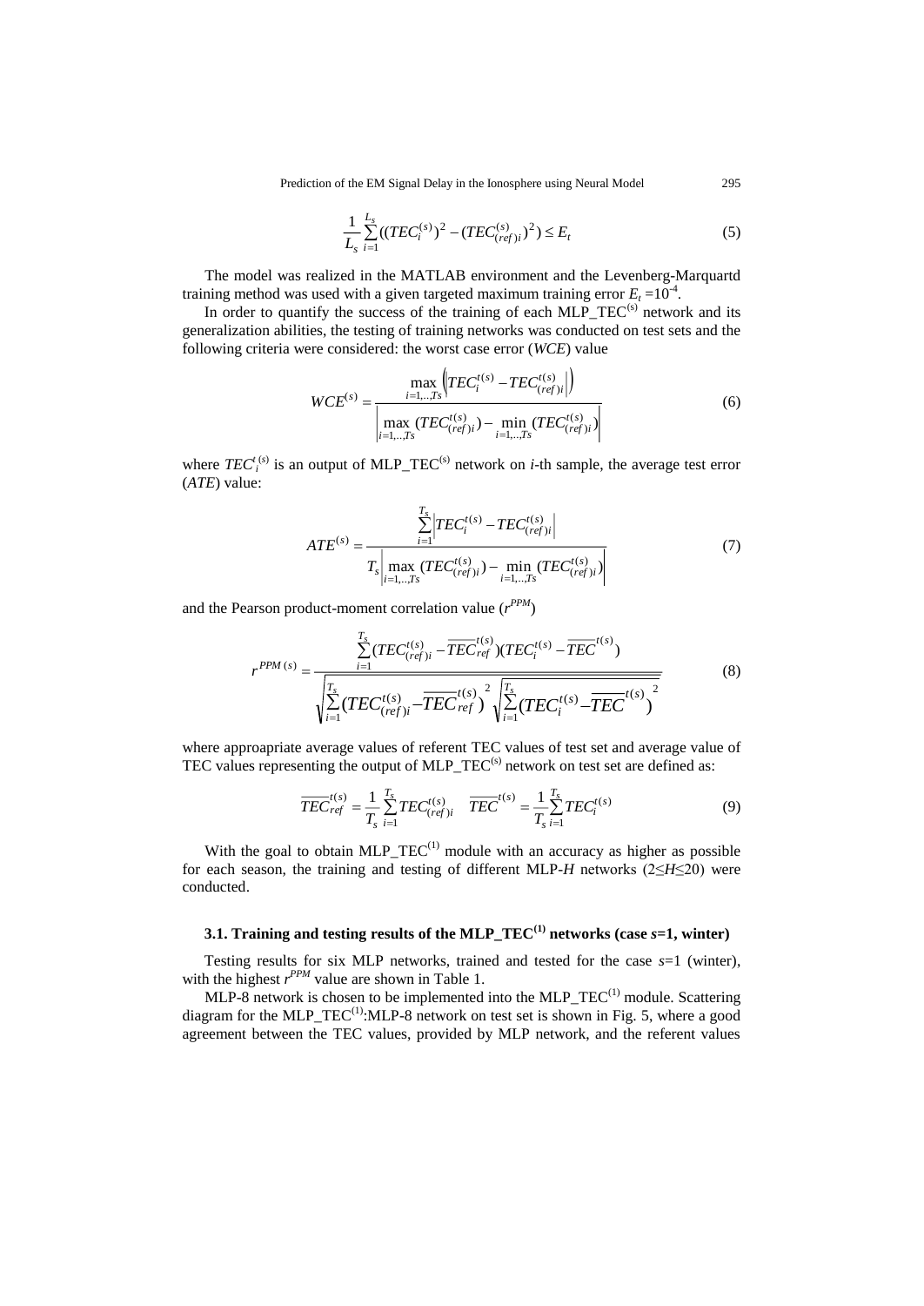$$\frac{1}{L_s}\sum_{i=1}^{L_s}((TEC_i^{(s)})^2-(TEC_{(ref)i}^{(s)})^2)\le E_t \tag{5}$$

The model was realized in the MATLAB environment and the Levenberg-Marquartd training method was used with a given targeted maximum training error $E_t = 10^{-4}$.

In order to quantify the success of the training of each MLP_TEC$^{(s)}$ network and its generalization abilities, the testing of training networks was conducted on test sets and the following criteria were considered: the worst case error (*WCE*) value

$$WCE^{(s)}=\frac{\max\limits_{i=1,..,Ts}\left(\left|TEC_i^{t(s)}-TEC_{(ref)i}^{t(s)}\right|\right)}{\left|\max\limits_{i=1,..,Ts}(TEC_{(ref)i}^{t(s)})-\min\limits_{i=1,..,Ts}(TEC_{(ref)i}^{t(s)})\right|} \tag{6}$$

where $TEC_i^{t(s)}$ is an output of MLP_TEC$^{(s)}$ network on *i*-th sample, the average test error (*ATE*) value:

$$ATE^{(s)}=\frac{\sum\limits_{i=1}^{T_s}\left|TEC_i^{t(s)}-TEC_{(ref)i}^{t(s)}\right|}{T_s\left|\max\limits_{i=1,..,Ts}(TEC_{(ref)i}^{t(s)})-\min\limits_{i=1,..,Ts}(TEC_{(ref)i}^{t(s)})\right|} \tag{7}$$

and the Pearson product-moment correlation value ($r^{PPM}$)

$$r^{PPM\,(s)}=\frac{\sum\limits_{i=1}^{T_s}(TEC_{(ref)i}^{t(s)}-\overline{TEC}_{ref}^{t(s)})(TEC_i^{t(s)}-\overline{TEC}^{t(s)})}{\sqrt{\sum\limits_{i=1}^{T_s}(TEC_{(ref)i}^{t(s)}-\overline{TEC}_{ref}^{t(s)})^2}\sqrt{\sum\limits_{i=1}^{T_s}(TEC_i^{t(s)}-\overline{TEC}^{t(s)})^2}} \tag{8}$$

where approapriate average values of referent TEC values of test set and average value of TEC values representing the output of MLP_TEC$^{(s)}$ network on test set are defined as:

$$\overline{TEC}_{ref}^{t(s)}=\frac{1}{T_s}\sum_{i=1}^{T_s}TEC_{(ref)i}^{t(s)} \quad \overline{TEC}^{t(s)}=\frac{1}{T_s}\sum_{i=1}^{T_s}TEC_i^{t(s)} \tag{9}$$

With the goal to obtain MLP_TEC$^{(1)}$ module with an accuracy as higher as possible for each season, the training and testing of different MLP-*H* networks ($2\le H\le 20$) were conducted.

### 3.1. Training and testing results of the MLP_TEC$^{(1)}$ networks (case $s$=1, winter)

Testing results for six MLP networks, trained and tested for the case $s$=1 (winter), with the highest $r^{PPM}$ value are shown in Table 1.

MLP-8 network is chosen to be implemented into the MLP_TEC$^{(1)}$ module. Scattering diagram for the MLP_TEC$^{(1)}$:MLP-8 network on test set is shown in Fig. 5, where a good agreement between the TEC values, provided by MLP network, and the referent values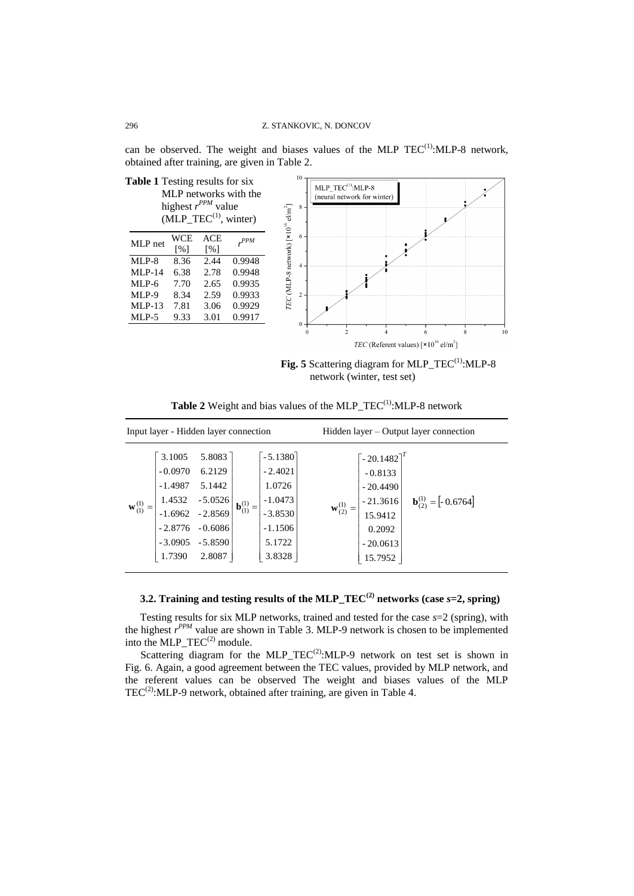can be observed. The weight and biases values of the MLP $TEC^{(1)}$:MLP-8 network, obtained after training, are given in Table 2.

**Table 1** Testing results for six MLP networks with the highest $r^{PPM}$ value ($MLP\_TEC^{(1)}$, winter)

| MLP net | WCE [%] | ACE [%] | $r^{PPM}$ |
|---|---|---|---|
| MLP-8 | 8.36 | 2.44 | 0.9948 |
| MLP-14 | 6.38 | 2.78 | 0.9948 |
| MLP-6 | 7.70 | 2.65 | 0.9935 |
| MLP-9 | 8.34 | 2.59 | 0.9933 |
| MLP-13 | 7.81 | 3.06 | 0.9929 |
| MLP-5 | 9.33 | 3.01 | 0.9917 |

**Fig. 5** Scattering diagram for $MLP\_TEC^{(1)}$:MLP-8 network (winter, test set)

**Table 2** Weight and bias values of the $MLP\_TEC^{(1)}$:MLP-8 network

| Input layer - Hidden layer connection | Hidden layer – Output layer connection |
|---|---|
| $\mathbf{w}_{(1)}^{(1)} = \begin{bmatrix} 3.1005 & 5.8083 \\ -0.0970 & 6.2129 \\ -1.4987 & 5.1442 \\ 1.4532 & -5.0526 \\ -1.6962 & -2.8569 \\ -2.8776 & -0.6086 \\ -3.0905 & -5.8590 \\ 1.7390 & 2.8087 \end{bmatrix}$ $\mathbf{b}_{(1)}^{(1)} = \begin{bmatrix} -5.1380 \\ -2.4021 \\ 1.0726 \\ -1.0473 \\ -3.8530 \\ -1.1506 \\ 5.1722 \\ 3.8328 \end{bmatrix}$ | $\mathbf{w}_{(2)}^{(1)} = \begin{bmatrix} -20.1482 \\ -0.8133 \\ -20.4490 \\ -21.3616 \\ 15.9412 \\ 0.2092 \\ -20.0613 \\ 15.7952 \end{bmatrix}^T$ $\mathbf{b}_{(2)}^{(1)} = \begin{bmatrix} -0.6764 \end{bmatrix}$ |

### 3.2. Training and testing results of the $MLP\_TEC^{(2)}$ networks (case *s*=2, spring)

Testing results for six MLP networks, trained and tested for the case *s*=2 (spring), with the highest $r^{PPM}$ value are shown in Table 3. MLP-9 network is chosen to be implemented into the $MLP\_TEC^{(2)}$ module.

Scattering diagram for the $MLP\_TEC^{(2)}$:MLP-9 network on test set is shown in Fig. 6. Again, a good agreement between the TEC values, provided by MLP network, and the referent values can be observed The weight and biases values of the MLP $TEC^{(2)}$:MLP-9 network, obtained after training, are given in Table 4.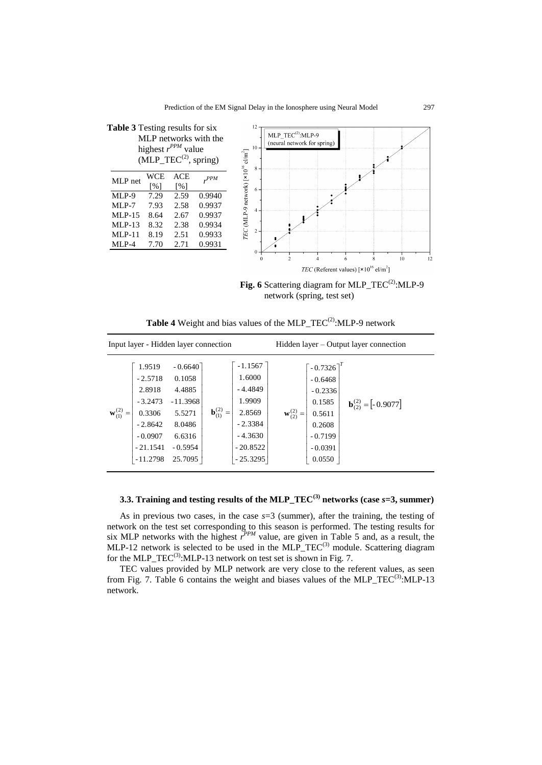**Table 3** Testing results for six MLP networks with the highest $r^{PPM}$ value (MLP_TEC$^{(2)}$, spring)

| MLP net | WCE [%] | ACE [%] | $r^{PPM}$ |
|---|---|---|---|
| MLP-9 | 7.29 | 2.59 | 0.9940 |
| MLP-7 | 7.93 | 2.58 | 0.9937 |
| MLP-15 | 8.64 | 2.67 | 0.9937 |
| MLP-13 | 8.32 | 2.38 | 0.9934 |
| MLP-11 | 8.19 | 2.51 | 0.9933 |
| MLP-4 | 7.70 | 2.71 | 0.9931 |

**Fig. 6** Scattering diagram for MLP_TEC$^{(2)}$:MLP-9 network (spring, test set)

**Table 4** Weight and bias values of the MLP_TEC$^{(2)}$:MLP-9 network

| Input layer - Hidden layer connection | Hidden layer – Output layer connection |
|---|---|
| $\mathbf{w}_{(1)}^{(2)} = \begin{bmatrix} 1.9519 & -0.6640 \\ -2.5718 & 0.1058 \\ 2.8918 & 4.4885 \\ -3.2473 & -11.3968 \\ 0.3306 & 5.5271 \\ -2.8642 & 8.0486 \\ -0.0907 & 6.6316 \\ -21.1541 & -0.5954 \\ -11.2798 & 25.7095 \end{bmatrix}$ $\mathbf{b}_{(1)}^{(2)} = \begin{bmatrix} -1.1567 \\ 1.6000 \\ -4.4849 \\ 1.9909 \\ 2.8569 \\ -2.3384 \\ -4.3630 \\ -20.8522 \\ -25.3295 \end{bmatrix}$ | $\mathbf{w}_{(2)}^{(2)} = \begin{bmatrix} -0.7326 \\ -0.6468 \\ -0.2336 \\ 0.1585 \\ 0.5611 \\ 0.2608 \\ -0.7199 \\ -0.0391 \\ 0.0550 \end{bmatrix}^T$ $\mathbf{b}_{(2)}^{(2)} = [-0.9077]$ |

### 3.3. Training and testing results of the MLP_TEC$^{(3)}$ networks (case $s$=3, summer)

As in previous two cases, in the case $s$=3 (summer), after the training, the testing of network on the test set corresponding to this season is performed. The testing results for six MLP networks with the highest $r^{PPM}$ value, are given in Table 5 and, as a result, the MLP-12 network is selected to be used in the MLP_TEC$^{(3)}$ module. Scattering diagram for the MLP_TEC$^{(3)}$:MLP-13 network on test set is shown in Fig. 7.

TEC values provided by MLP network are very close to the referent values, as seen from Fig. 7. Table 6 contains the weight and biases values of the MLP_TEC$^{(3)}$:MLP-13 network.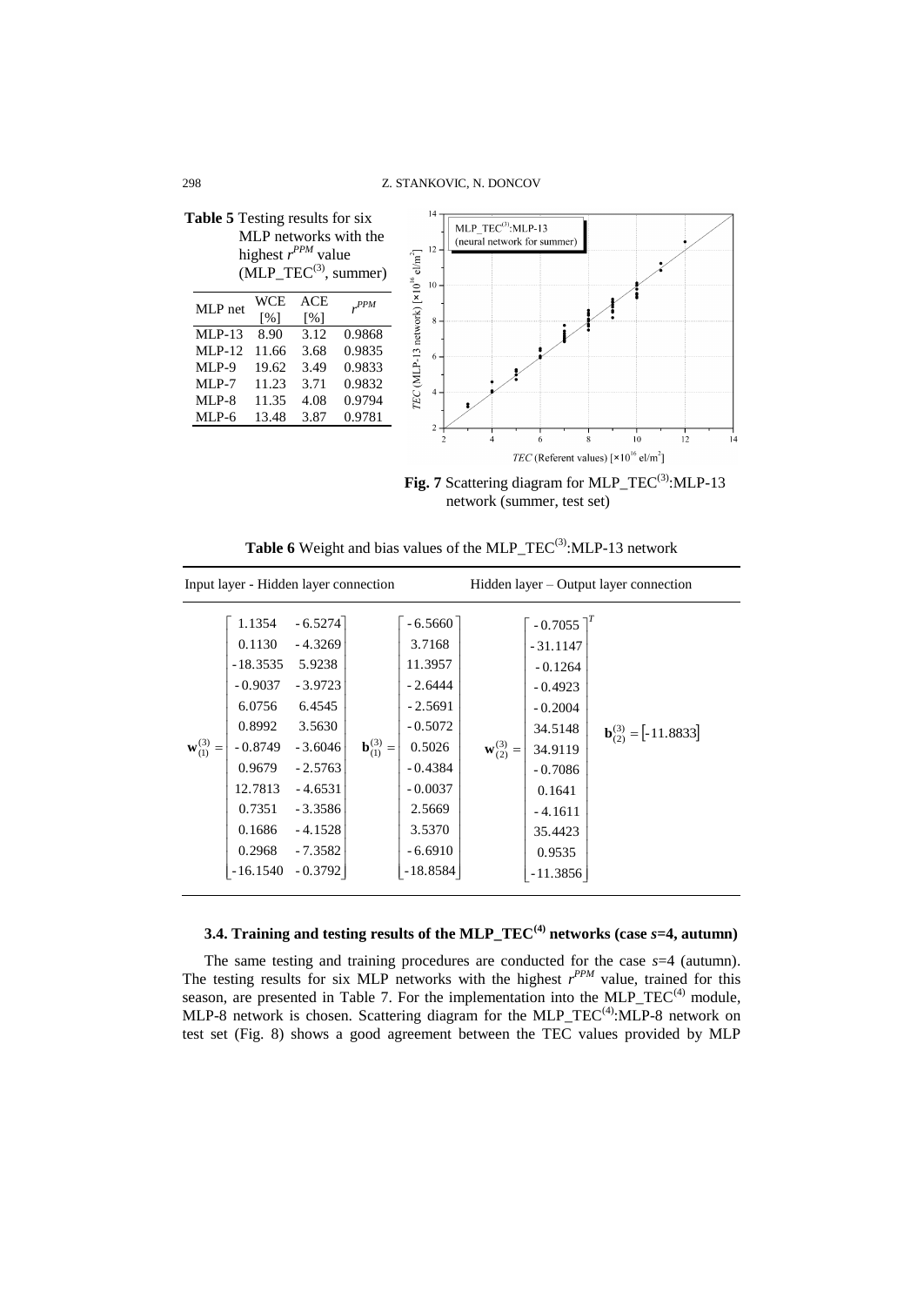**Table 5** Testing results for six MLP networks with the highest $r^{PPM}$ value ($MLP\_TEC^{(3)}$, summer)

| MLP net | WCE [%] | ACE [%] | $r^{PPM}$ |
|---|---|---|---|
| MLP-13 | 8.90 | 3.12 | 0.9868 |
| MLP-12 | 11.66 | 3.68 | 0.9835 |
| MLP-9 | 19.62 | 3.49 | 0.9833 |
| MLP-7 | 11.23 | 3.71 | 0.9832 |
| MLP-8 | 11.35 | 4.08 | 0.9794 |
| MLP-6 | 13.48 | 3.87 | 0.9781 |

**Fig. 7** Scattering diagram for $MLP\_TEC^{(3)}$:MLP-13 network (summer, test set)

**Table 6** Weight and bias values of the $MLP\_TEC^{(3)}$:MLP-13 network

Input layer - Hidden layer connection:

$$\mathbf{w}_{(1)}^{(3)} = \begin{bmatrix} 1.1354 & -6.5274 \\ 0.1130 & -4.3269 \\ -18.3535 & 5.9238 \\ -0.9037 & -3.9723 \\ 6.0756 & 6.4545 \\ 0.8992 & 3.5630 \\ -0.8749 & -3.6046 \\ 0.9679 & -2.5763 \\ 12.7813 & -4.6531 \\ 0.7351 & -3.3586 \\ 0.1686 & -4.1528 \\ 0.2968 & -7.3582 \\ -16.1540 & -0.3792 \end{bmatrix} \quad \mathbf{b}_{(1)}^{(3)} = \begin{bmatrix} -6.5660 \\ 3.7168 \\ 11.3957 \\ -2.6444 \\ -2.5691 \\ -0.5072 \\ 0.5026 \\ -0.4384 \\ -0.0037 \\ 2.5669 \\ 3.5370 \\ -6.6910 \\ -18.8584 \end{bmatrix}$$

Hidden layer – Output layer connection:

$$\mathbf{w}_{(2)}^{(3)} = \begin{bmatrix} -0.7055 \\ -31.1147 \\ -0.1264 \\ -0.4923 \\ -0.2004 \\ 34.5148 \\ 34.9119 \\ -0.7086 \\ 0.1641 \\ -4.1611 \\ 35.4423 \\ 0.9535 \\ -11.3856 \end{bmatrix}^T \quad \mathbf{b}_{(2)}^{(3)} = \begin{bmatrix} -11.8833 \end{bmatrix}$$

### 3.4. Training and testing results of the $MLP\_TEC^{(4)}$ networks (case $s$=4, autumn)

The same testing and training procedures are conducted for the case $s$=4 (autumn). The testing results for six MLP networks with the highest $r^{PPM}$ value, trained for this season, are presented in Table 7. For the implementation into the $MLP\_TEC^{(4)}$ module, MLP-8 network is chosen. Scattering diagram for the $MLP\_TEC^{(4)}$:MLP-8 network on test set (Fig. 8) shows a good agreement between the TEC values provided by MLP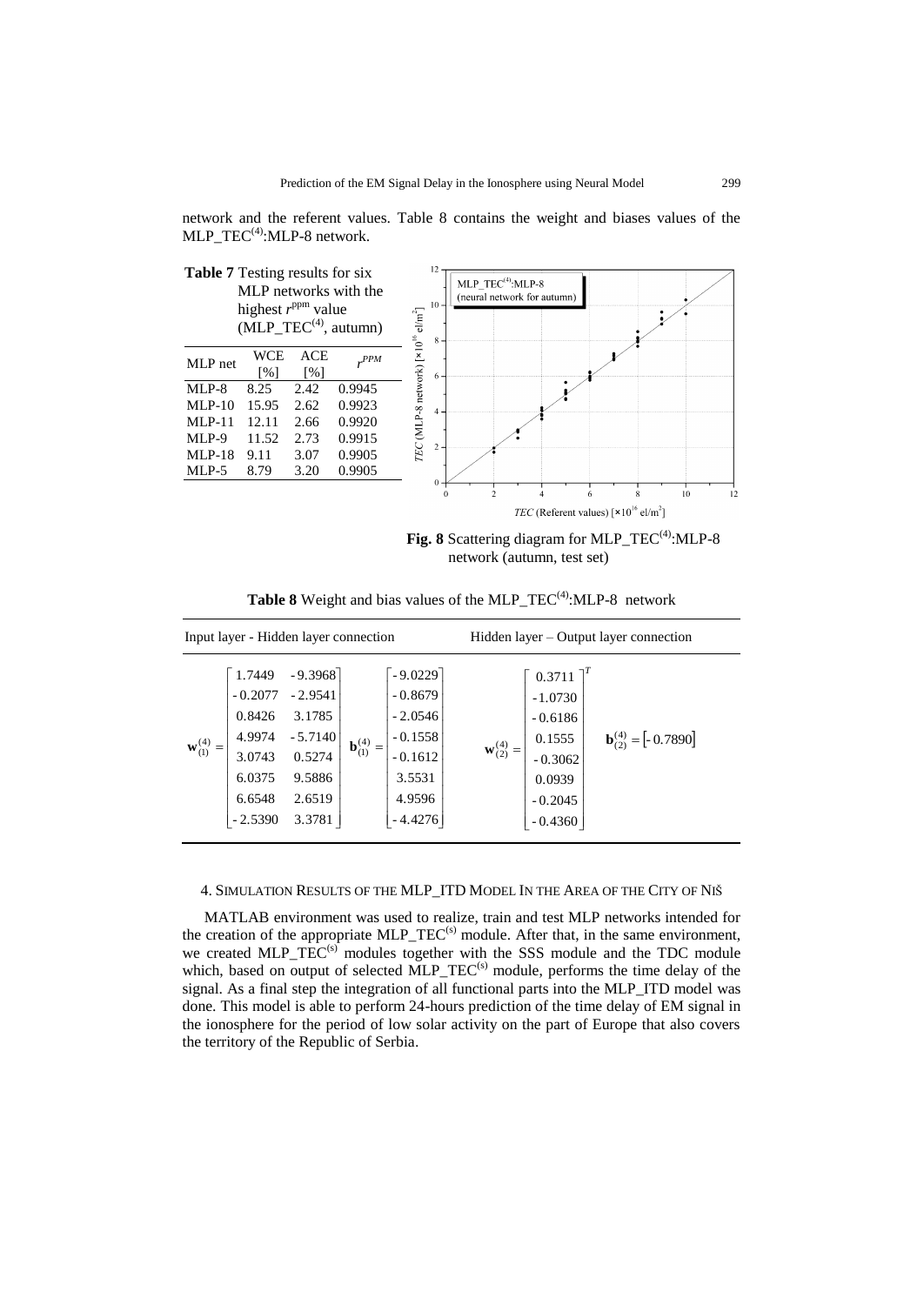network and the referent values. Table 8 contains the weight and biases values of the MLP_TEC$^{(4)}$:MLP-8 network.

**Table 7** Testing results for six MLP networks with the highest $r^{ppm}$ value (MLP_TEC$^{(4)}$, autumn)

| MLP net | WCE [%] | ACE [%] | $r^{PPM}$ |
|---|---|---|---|
| MLP-8 | 8.25 | 2.42 | 0.9945 |
| MLP-10 | 15.95 | 2.62 | 0.9923 |
| MLP-11 | 12.11 | 2.66 | 0.9920 |
| MLP-9 | 11.52 | 2.73 | 0.9915 |
| MLP-18 | 9.11 | 3.07 | 0.9905 |
| MLP-5 | 8.79 | 3.20 | 0.9905 |

**Fig. 8** Scattering diagram for MLP_TEC$^{(4)}$:MLP-8 network (autumn, test set)

**Table 8** Weight and bias values of the MLP_TEC$^{(4)}$:MLP-8 network

| Input layer - Hidden layer connection | Hidden layer – Output layer connection |
|---|---|
| $\mathbf{w}_{(1)}^{(4)} = \begin{bmatrix} 1.7449 & -9.3968 \\ -0.2077 & -2.9541 \\ 0.8426 & 3.1785 \\ 4.9974 & -5.7140 \\ 3.0743 & 0.5274 \\ 6.0375 & 9.5886 \\ 6.6548 & 2.6519 \\ -2.5390 & 3.3781 \end{bmatrix}$ $\mathbf{b}_{(1)}^{(4)} = \begin{bmatrix} -9.0229 \\ -0.8679 \\ -2.0546 \\ -0.1558 \\ -0.1612 \\ 3.5531 \\ 4.9596 \\ -4.4276 \end{bmatrix}$ | $\mathbf{w}_{(2)}^{(4)} = \begin{bmatrix} 0.3711 \\ -1.0730 \\ -0.6186 \\ 0.1555 \\ -0.3062 \\ 0.0939 \\ -0.2045 \\ -0.4360 \end{bmatrix}^T$ $\mathbf{b}_{(2)}^{(4)} = \begin{bmatrix} -0.7890 \end{bmatrix}$ |

## 4. Simulation Results of the MLP_ITD Model in the Area of the City of Niš

MATLAB environment was used to realize, train and test MLP networks intended for the creation of the appropriate MLP_TEC$^{(s)}$ module. After that, in the same environment, we created MLP_TEC$^{(s)}$ modules together with the SSS module and the TDC module which, based on output of selected MLP_TEC$^{(s)}$ module, performs the time delay of the signal. As a final step the integration of all functional parts into the MLP_ITD model was done. This model is able to perform 24-hours prediction of the time delay of EM signal in the ionosphere for the period of low solar activity on the part of Europe that also covers the territory of the Republic of Serbia.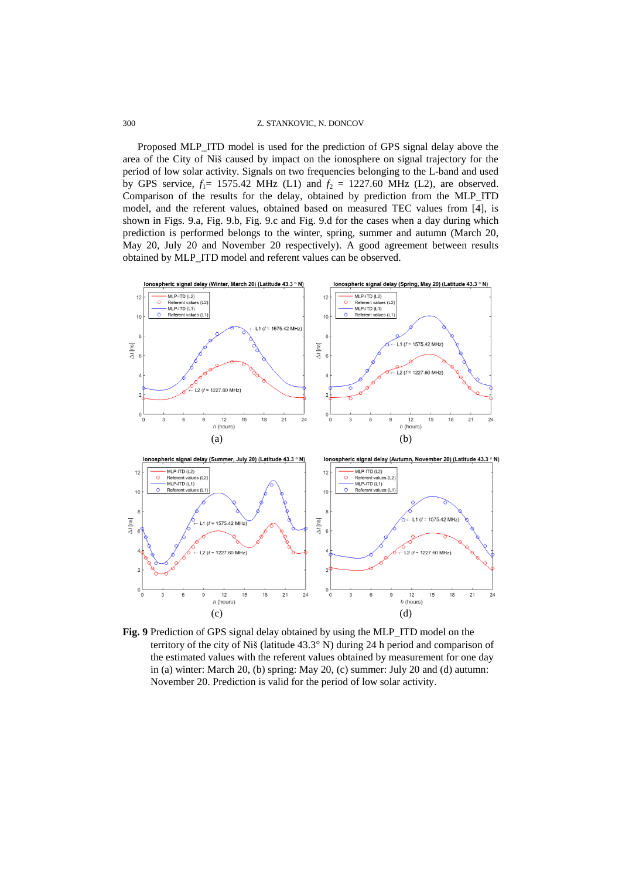Proposed MLP_ITD model is used for the prediction of GPS signal delay above the area of the City of Niš caused by impact on the ionosphere on signal trajectory for the period of low solar activity. Signals on two frequencies belonging to the L-band and used by GPS service, $f_1$= 1575.42 MHz (L1) and $f_2$ = 1227.60 MHz (L2), are observed. Comparison of the results for the delay, obtained by prediction from the MLP_ITD model, and the referent values, obtained based on measured TEC values from [4], is shown in Figs. 9.a, Fig. 9.b, Fig. 9.c and Fig. 9.d for the cases when a day during which prediction is performed belongs to the winter, spring, summer and autumn (March 20, May 20, July 20 and November 20 respectively). A good agreement between results obtained by MLP_ITD model and referent values can be observed.

(a)

(b)

(c)

(d)

**Fig. 9** Prediction of GPS signal delay obtained by using the MLP_ITD model on the territory of the city of Niš (latitude 43.3° N) during 24 h period and comparison of the estimated values with the referent values obtained by measurement for one day in (a) winter: March 20, (b) spring: May 20, (c) summer: July 20 and (d) autumn: November 20. Prediction is valid for the period of low solar activity.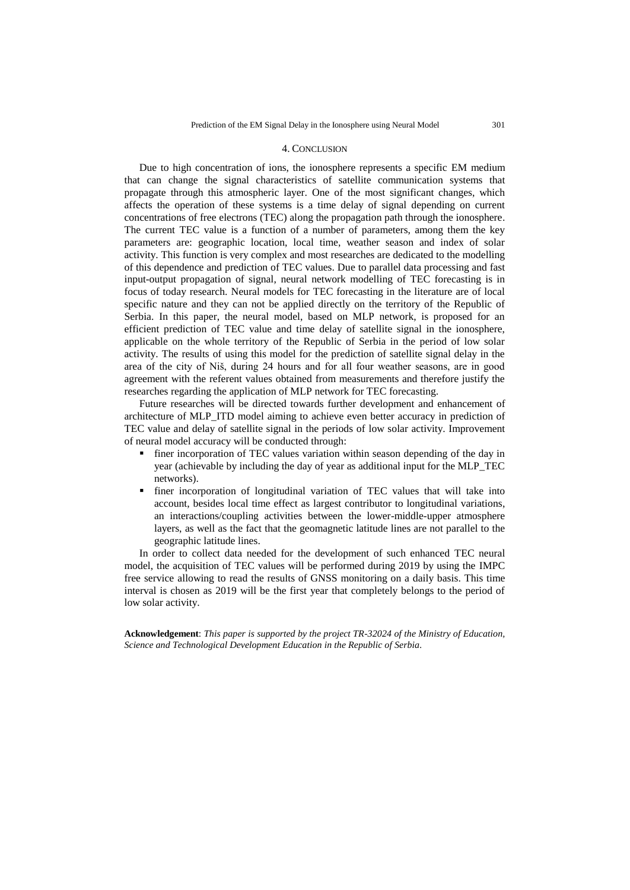## 4. CONCLUSION

Due to high concentration of ions, the ionosphere represents a specific EM medium that can change the signal characteristics of satellite communication systems that propagate through this atmospheric layer. One of the most significant changes, which affects the operation of these systems is a time delay of signal depending on current concentrations of free electrons (TEC) along the propagation path through the ionosphere. The current TEC value is a function of a number of parameters, among them the key parameters are: geographic location, local time, weather season and index of solar activity. This function is very complex and most researches are dedicated to the modelling of this dependence and prediction of TEC values. Due to parallel data processing and fast input-output propagation of signal, neural network modelling of TEC forecasting is in focus of today research. Neural models for TEC forecasting in the literature are of local specific nature and they can not be applied directly on the territory of the Republic of Serbia. In this paper, the neural model, based on MLP network, is proposed for an efficient prediction of TEC value and time delay of satellite signal in the ionosphere, applicable on the whole territory of the Republic of Serbia in the period of low solar activity. The results of using this model for the prediction of satellite signal delay in the area of the city of Niš, during 24 hours and for all four weather seasons, are in good agreement with the referent values obtained from measurements and therefore justify the researches regarding the application of MLP network for TEC forecasting.

Future researches will be directed towards further development and enhancement of architecture of MLP_ITD model aiming to achieve even better accuracy in prediction of TEC value and delay of satellite signal in the periods of low solar activity. Improvement of neural model accuracy will be conducted through:

- finer incorporation of TEC values variation within season depending of the day in year (achievable by including the day of year as additional input for the MLP_TEC networks).
- finer incorporation of longitudinal variation of TEC values that will take into account, besides local time effect as largest contributor to longitudinal variations, an interactions/coupling activities between the lower-middle-upper atmosphere layers, as well as the fact that the geomagnetic latitude lines are not parallel to the geographic latitude lines.

In order to collect data needed for the development of such enhanced TEC neural model, the acquisition of TEC values will be performed during 2019 by using the IMPC free service allowing to read the results of GNSS monitoring on a daily basis. This time interval is chosen as 2019 will be the first year that completely belongs to the period of low solar activity.

**Acknowledgement**: *This paper is supported by the project TR-32024 of the Ministry of Education, Science and Technological Development Education in the Republic of Serbia.*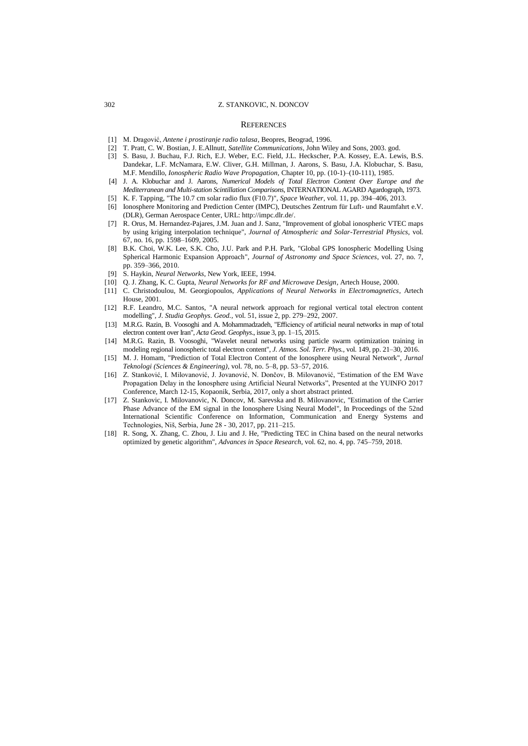## REFERENCES

[1] M. Dragović, *Antene i prostiranje radio talasa*, Beopres, Beograd, 1996.

[2] T. Pratt, C. W. Bostian, J. E.Allnutt, *Satellite Communications*, John Wiley and Sons, 2003. god.

[3] S. Basu, J. Buchau, F.J. Rich, E.J. Weber, E.C. Field, J.L. Heckscher, P.A. Kossey, E.A. Lewis, B.S. Dandekar, L.F. McNamara, E.W. Cliver, G.H. Millman, J. Aarons, S. Basu, J.A. Klobuchar, S. Basu, M.F. Mendillo, *Ionospheric Radio Wave Propagation*, Chapter 10, pp. (10-1)–(10-111), 1985.

[4] J. A. Klobuchar and J. Aarons, *Numerical Models of Total Electron Content Over Europe and the Mediterranean and Multi-station Scintillation Comparisons*, INTERNATIONAL AGARD Agardograph, 1973.

[5] K. F. Tapping, "The 10.7 cm solar radio flux (F10.7)", *Space Weather*, vol. 11, pp. 394–406, 2013.

[6] Ionosphere Monitoring and Prediction Center (IMPC), Deutsches Zentrum für Luft- und Raumfahrt e.V. (DLR), German Aerospace Center, URL: http://impc.dlr.de/.

[7] R. Orus, M. Hernandez-Pajares, J.M. Juan and J. Sanz, "Improvement of global ionospheric VTEC maps by using kriging interpolation technique", *Journal of Atmospheric and Solar-Terrestrial Physics*, vol. 67, no. 16, pp. 1598–1609, 2005.

[8] B.K. Choi, W.K. Lee, S.K. Cho, J.U. Park and P.H. Park, "Global GPS Ionospheric Modelling Using Spherical Harmonic Expansion Approach", *Journal of Astronomy and Space Sciences*, vol. 27, no. 7, pp. 359–366, 2010.

[9] S. Haykin, *Neural Networks*, New York, IEEE, 1994.

[10] Q. J. Zhang, K. C. Gupta, *Neural Networks for RF and Microwave Design*, Artech House, 2000.

[11] C. Christodoulou, M. Georgiopoulos, *Applications of Neural Networks in Electromagnetics*, Artech House, 2001.

[12] R.F. Leandro, M.C. Santos, "A neural network approach for regional vertical total electron content modelling", *J. Studia Geophys. Geod.*, vol. 51, issue 2, pp. 279–292, 2007.

[13] M.R.G. Razin, B. Voosoghi and A. Mohammadzadeh, "Efficiency of artificial neural networks in map of total electron content over Iran", *Acta Geod. Geophys*., issue 3, pp. 1–15, 2015.

[14] M.R.G. Razin, B. Voosoghi, "Wavelet neural networks using particle swarm optimization training in modeling regional ionospheric total electron content", *J. Atmos. Sol. Terr. Phys.*, vol. 149, pp. 21–30, 2016.

[15] M. J. Homam, "Prediction of Total Electron Content of the Ionosphere using Neural Network", *Jurnal Teknologi (Sciences & Engineering)*, vol. 78, no. 5–8, pp. 53–57, 2016.

[16] Z. Stanković, I. Milovanović, J. Jovanović, N. Dončov, B. Milovanović, "Estimation of the EM Wave Propagation Delay in the Ionosphere using Artificial Neural Networks", Presented at the YUINFO 2017 Conference, March 12-15, Kopaonik, Serbia, 2017, only a short abstract printed.

[17] Z. Stankovic, I. Milovanovic, N. Doncov, M. Sarevska and B. Milovanovic, "Estimation of the Carrier Phase Advance of the EM signal in the Ionosphere Using Neural Model", In Proceedings of the 52nd International Scientific Conference on Information, Communication and Energy Systems and Technologies, Niš, Serbia, June 28 - 30, 2017, pp. 211–215.

[18] R. Song, X. Zhang, C. Zhou, J. Liu and J. He, "Predicting TEC in China based on the neural networks optimized by genetic algorithm", *Advances in Space Research*, vol. 62, no. 4, pp. 745–759, 2018.